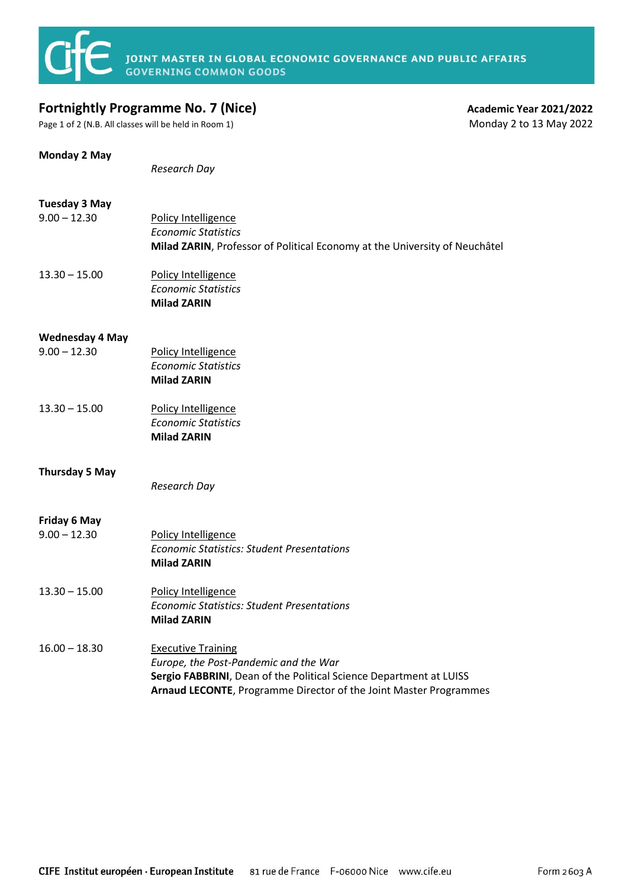# JOINT MASTER IN GLOBAL ECONOMIC GOVERNANCE AND PUBLIC AFFAIRS
## GOVERNING COMMON GOODS

**Fortnightly Programme No. 7 (Nice)**

Page 1 of 2 (N.B. All classes will be held in Room 1)

**Academic Year 2021/2022**

Monday 2 to 13 May 2022

**Monday 2 May**

*Research Day*

**Tuesday 3 May**

9.00 – 12.30
Policy Intelligence
*Economic Statistics*
**Milad ZARIN**, Professor of Political Economy at the University of Neuchâtel

13.30 – 15.00
Policy Intelligence
*Economic Statistics*
**Milad ZARIN**

**Wednesday 4 May**

9.00 – 12.30
Policy Intelligence
*Economic Statistics*
**Milad ZARIN**

13.30 – 15.00
Policy Intelligence
*Economic Statistics*
**Milad ZARIN**

**Thursday 5 May**

*Research Day*

**Friday 6 May**

9.00 – 12.30
Policy Intelligence
*Economic Statistics: Student Presentations*
**Milad ZARIN**

13.30 – 15.00
Policy Intelligence
*Economic Statistics: Student Presentations*
**Milad ZARIN**

16.00 – 18.30
Executive Training
*Europe, the Post-Pandemic and the War*
**Sergio FABBRINI**, Dean of the Political Science Department at LUISS
**Arnaud LECONTE**, Programme Director of the Joint Master Programmes

CIFE Institut européen · European Institute 81 rue de France F-06000 Nice www.cife.eu Form 2603 A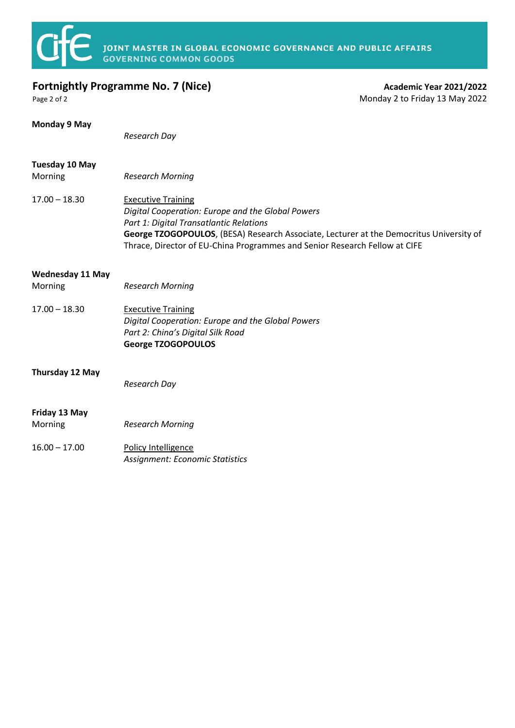**JOINT MASTER IN GLOBAL ECONOMIC GOVERNANCE AND PUBLIC AFFAIRS**
**GOVERNING COMMON GOODS**

## Fortnightly Programme No. 7 (Nice)

**Academic Year 2021/2022**
Monday 2 to Friday 13 May 2022

**Monday 9 May**

*Research Day*

**Tuesday 10 May**

Morning — *Research Morning*

17.00 – 18.30 — Executive Training
*Digital Cooperation: Europe and the Global Powers*
*Part 1: Digital Transatlantic Relations*
**George TZOGOPOULOS**, (BESA) Research Associate, Lecturer at the Democritus University of Thrace, Director of EU-China Programmes and Senior Research Fellow at CIFE

**Wednesday 11 May**

Morning — *Research Morning*

17.00 – 18.30 — Executive Training
*Digital Cooperation: Europe and the Global Powers*
*Part 2: China's Digital Silk Road*
**George TZOGOPOULOS**

**Thursday 12 May**

*Research Day*

**Friday 13 May**

Morning — *Research Morning*

16.00 – 17.00 — Policy Intelligence
*Assignment: Economic Statistics*